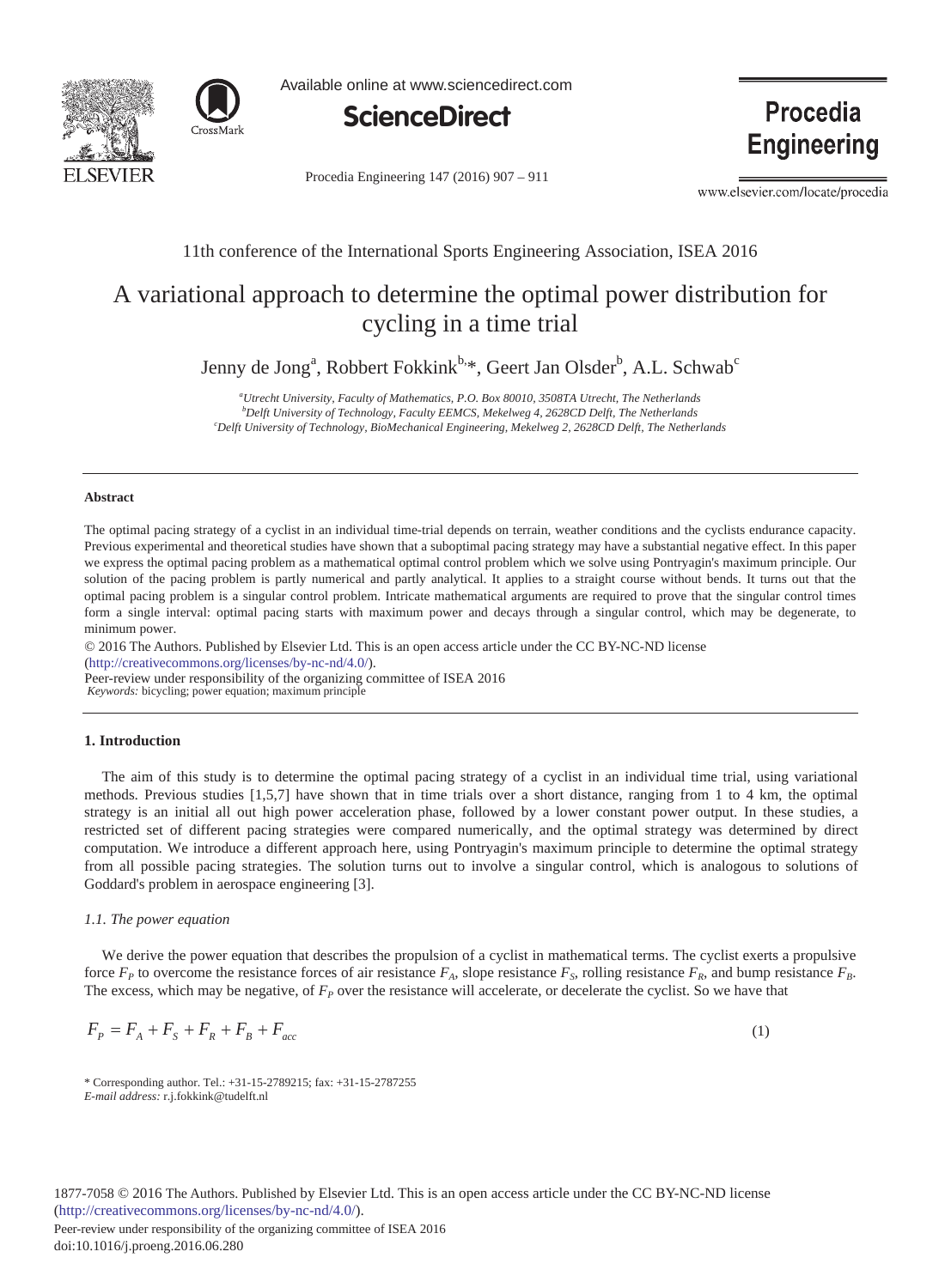11th conference of the International Sports Engineering Association, ISEA 2016

# A variational approach to determine the optimal power distribution for cycling in a time trial

Jenny de Jong[a], Robbert Fokkink[b,*], Geert Jan Olsder[b], A.L. Schwab[c]

[a]*Utrecht University, Faculty of Mathematics, P.O. Box 80010, 3508TA Utrecht, The Netherlands*
[b]*Delft University of Technology, Faculty EEMCS, Mekelweg 4, 2628CD Delft, The Netherlands*
[c]*Delft University of Technology, BioMechanical Engineering, Mekelweg 2, 2628CD Delft, The Netherlands*

---

### Abstract

The optimal pacing strategy of a cyclist in an individual time-trial depends on terrain, weather conditions and the cyclists endurance capacity. Previous experimental and theoretical studies have shown that a suboptimal pacing strategy may have a substantial negative effect. In this paper we express the optimal pacing problem as a mathematical optimal control problem which we solve using Pontryagin's maximum principle. Our solution of the pacing problem is partly numerical and partly analytical. It applies to a straight course without bends. It turns out that the optimal pacing problem is a singular control problem. Intricate mathematical arguments are required to prove that the singular control times form a single interval: optimal pacing starts with maximum power and decays through a singular control, which may be degenerate, to minimum power.

© 2016 The Authors. Published by Elsevier Ltd. This is an open access article under the CC BY-NC-ND license (http://creativecommons.org/licenses/by-nc-nd/4.0/).
Peer-review under responsibility of the organizing committee of ISEA 2016

*Keywords:* bicycling; power equation; maximum principle

---

## 1. Introduction

The aim of this study is to determine the optimal pacing strategy of a cyclist in an individual time trial, using variational methods. Previous studies [1,5,7] have shown that in time trials over a short distance, ranging from 1 to 4 km, the optimal strategy is an initial all out high power acceleration phase, followed by a lower constant power output. In these studies, a restricted set of different pacing strategies were compared numerically, and the optimal strategy was determined by direct computation. We introduce a different approach here, using Pontryagin's maximum principle to determine the optimal strategy from all possible pacing strategies. The solution turns out to involve a singular control, which is analogous to solutions of Goddard's problem in aerospace engineering [3].

### *1.1. The power equation*

We derive the power equation that describes the propulsion of a cyclist in mathematical terms. The cyclist exerts a propulsive force $F_P$ to overcome the resistance forces of air resistance $F_A$, slope resistance $F_S$, rolling resistance $F_R$, and bump resistance $F_B$. The excess, which may be negative, of $F_P$ over the resistance will accelerate, or decelerate the cyclist. So we have that

$$F_P = F_A + F_S + F_R + F_B + F_{acc} \tag{1}$$

\* Corresponding author. Tel.: +31-15-2789215; fax: +31-15-2787255
*E-mail address:* r.j.fokkink@tudelft.nl

1877-7058 © 2016 The Authors. Published by Elsevier Ltd. This is an open access article under the CC BY-NC-ND license (http://creativecommons.org/licenses/by-nc-nd/4.0/).
Peer-review under responsibility of the organizing committee of ISEA 2016
doi:10.1016/j.proeng.2016.06.280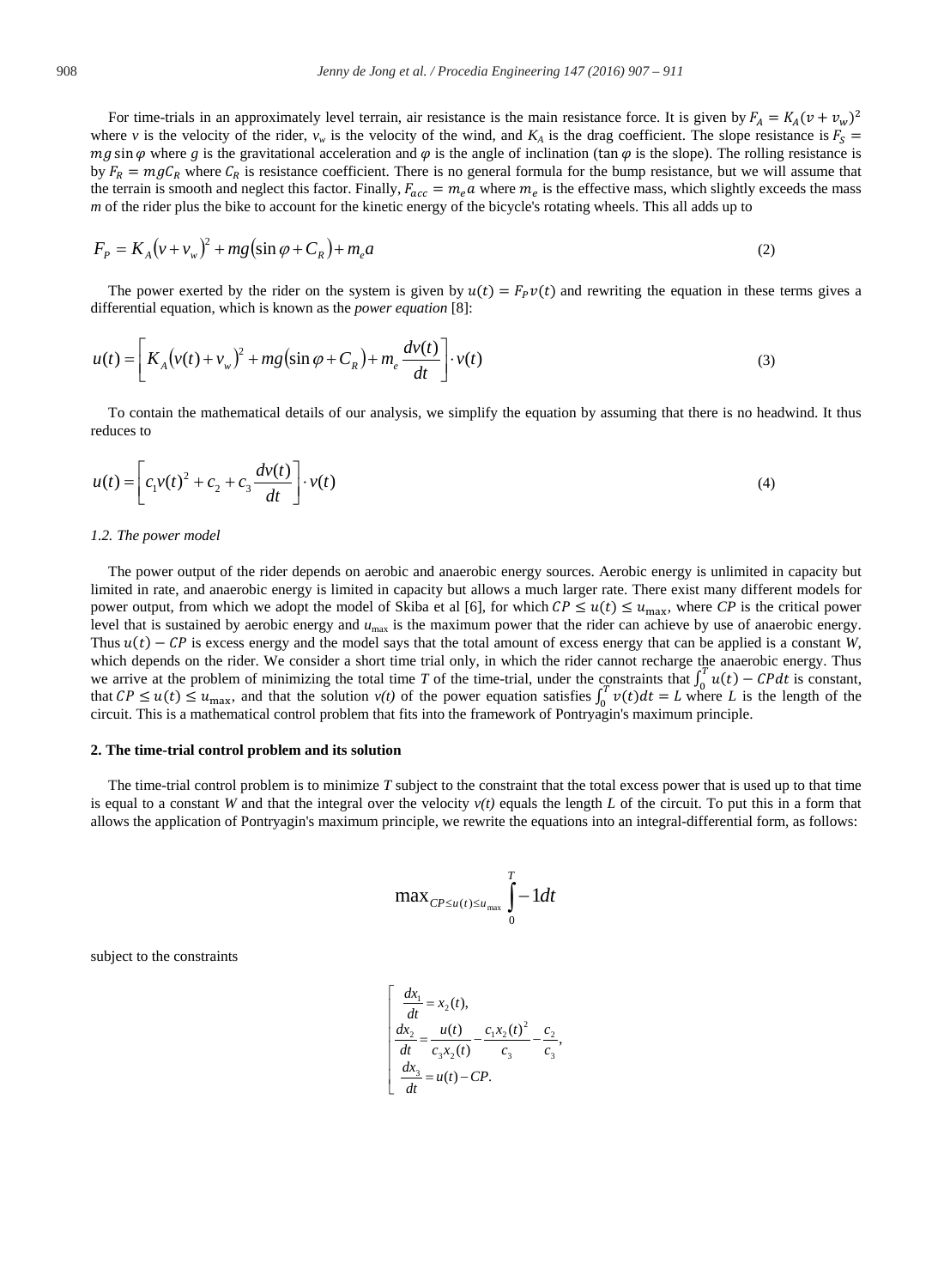For time-trials in an approximately level terrain, air resistance is the main resistance force. It is given by $F_A = K_A(v + v_w)^2$ where $v$ is the velocity of the rider, $v_w$ is the velocity of the wind, and $K_A$ is the drag coefficient. The slope resistance is $F_S = mg\sin\varphi$ where $g$ is the gravitational acceleration and $\varphi$ is the angle of inclination ($\tan\varphi$ is the slope). The rolling resistance is by $F_R = mgC_R$ where $C_R$ is resistance coefficient. There is no general formula for the bump resistance, but we will assume that the terrain is smooth and neglect this factor. Finally, $F_{acc} = m_e a$ where $m_e$ is the effective mass, which slightly exceeds the mass $m$ of the rider plus the bike to account for the kinetic energy of the bicycle's rotating wheels. This all adds up to

$$F_P = K_A(v + v_w)^2 + mg(\sin\varphi + C_R) + m_e a \tag{2}$$

The power exerted by the rider on the system is given by $u(t) = F_P v(t)$ and rewriting the equation in these terms gives a differential equation, which is known as the *power equation* [8]:

$$u(t) = \left[K_A(v(t) + v_w)^2 + mg(\sin\varphi + C_R) + m_e\frac{dv(t)}{dt}\right] \cdot v(t) \tag{3}$$

To contain the mathematical details of our analysis, we simplify the equation by assuming that there is no headwind. It thus reduces to

$$u(t) = \left[c_1 v(t)^2 + c_2 + c_3\frac{dv(t)}{dt}\right] \cdot v(t) \tag{4}$$

### 1.2. The power model

The power output of the rider depends on aerobic and anaerobic energy sources. Aerobic energy is unlimited in capacity but limited in rate, and anaerobic energy is limited in capacity but allows a much larger rate. There exist many different models for power output, from which we adopt the model of Skiba et al [6], for which $CP \le u(t) \le u_{\max}$, where $CP$ is the critical power level that is sustained by aerobic energy and $u_{\max}$ is the maximum power that the rider can achieve by use of anaerobic energy. Thus $u(t) - CP$ is excess energy and the model says that the total amount of excess energy that can be applied is a constant $W$, which depends on the rider. We consider a short time trial only, in which the rider cannot recharge the anaerobic energy. Thus we arrive at the problem of minimizing the total time $T$ of the time-trial, under the constraints that $\int_0^T u(t) - CP\,dt$ is constant, that $CP \le u(t) \le u_{\max}$, and that the solution $v(t)$ of the power equation satisfies $\int_0^T v(t)dt = L$ where $L$ is the length of the circuit. This is a mathematical control problem that fits into the framework of Pontryagin's maximum principle.

## 2. The time-trial control problem and its solution

The time-trial control problem is to minimize $T$ subject to the constraint that the total excess power that is used up to that time is equal to a constant $W$ and that the integral over the velocity $v(t)$ equals the length $L$ of the circuit. To put this in a form that allows the application of Pontryagin's maximum principle, we rewrite the equations into an integral-differential form, as follows:

$$\max_{CP \le u(t) \le u_{\max}} \int_0^T -1\,dt$$

subject to the constraints

$$\begin{bmatrix} \dfrac{dx_1}{dt} = x_2(t), \\ \dfrac{dx_2}{dt} = \dfrac{u(t)}{c_3 x_2(t)} - \dfrac{c_1 x_2(t)^2}{c_3} - \dfrac{c_2}{c_3}, \\ \dfrac{dx_3}{dt} = u(t) - CP. \end{bmatrix}$$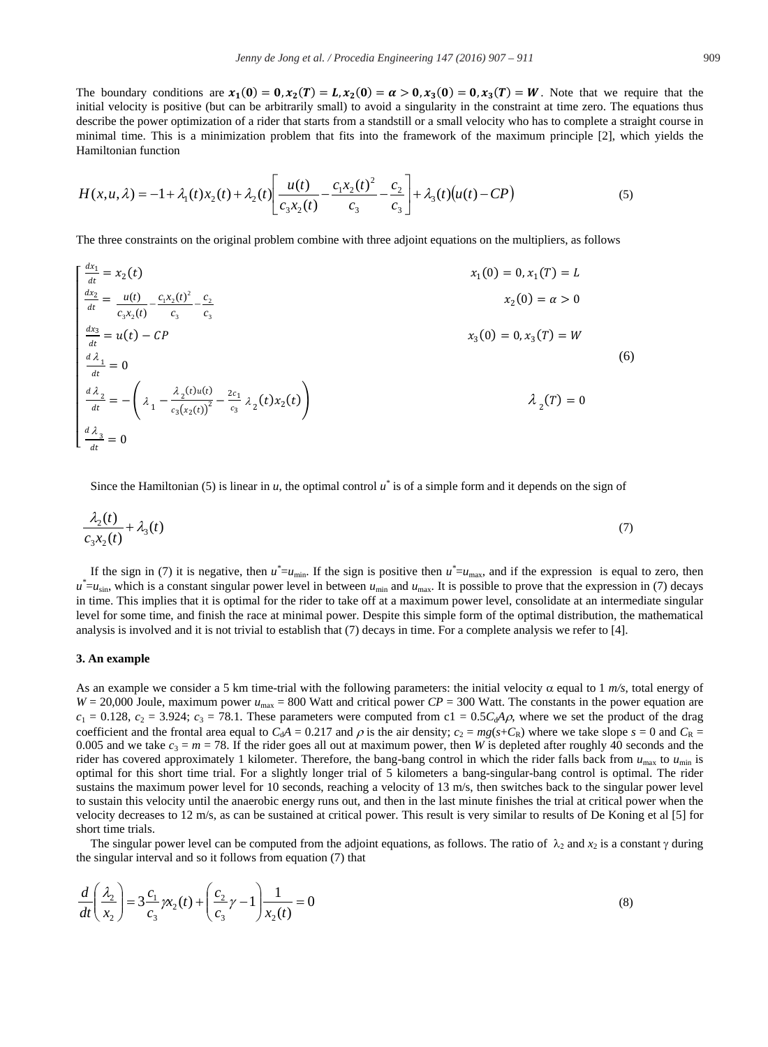The boundary conditions are $\boldsymbol{x_1(0) = 0, x_2(T) = L, x_2(0) = \alpha > 0, x_3(0) = 0, x_3(T) = W}$. Note that we require that the initial velocity is positive (but can be arbitrarily small) to avoid a singularity in the constraint at time zero. The equations thus describe the power optimization of a rider that starts from a standstill or a small velocity who has to complete a straight course in minimal time. This is a minimization problem that fits into the framework of the maximum principle [2], which yields the Hamiltonian function

$$H(x,u,\lambda) = -1 + \lambda_1(t)x_2(t) + \lambda_2(t)\left[\frac{u(t)}{c_3 x_2(t)} - \frac{c_1 x_2(t)^2}{c_3} - \frac{c_2}{c_3}\right] + \lambda_3(t)\big(u(t) - CP\big) \tag{5}$$

The three constraints on the original problem combine with three adjoint equations on the multipliers, as follows

$$\begin{cases}
\frac{dx_1}{dt} = x_2(t) & x_1(0) = 0, x_1(T) = L \\
\frac{dx_2}{dt} = \frac{u(t)}{c_3 x_2(t)} - \frac{c_1 x_2(t)^2}{c_3} - \frac{c_2}{c_3} & x_2(0) = \alpha > 0 \\
\frac{dx_3}{dt} = u(t) - CP & x_3(0) = 0, x_3(T) = W \\
\frac{d\lambda_1}{dt} = 0 & \\
\frac{d\lambda_2}{dt} = -\left(\lambda_1 - \frac{\lambda_2(t)u(t)}{c_3\left(x_2(t)\right)^2} - \frac{2c_1}{c_3}\lambda_2(t)x_2(t)\right) & \lambda_2(T) = 0 \\
\frac{d\lambda_3}{dt} = 0 &
\end{cases} \tag{6}$$

Since the Hamiltonian (5) is linear in $u$, the optimal control $u^*$ is of a simple form and it depends on the sign of

$$\frac{\lambda_2(t)}{c_3 x_2(t)} + \lambda_3(t) \tag{7}$$

If the sign in (7) it is negative, then $u^* = u_{\min}$. If the sign is positive then $u^* = u_{\max}$, and if the expression is equal to zero, then $u^* = u_{\sin}$, which is a constant singular power level in between $u_{\min}$ and $u_{\max}$. It is possible to prove that the expression in (7) decays in time. This implies that it is optimal for the rider to take off at a maximum power level, consolidate at an intermediate singular level for some time, and finish the race at minimal power. Despite this simple form of the optimal distribution, the mathematical analysis is involved and it is not trivial to establish that (7) decays in time. For a complete analysis we refer to [4].

### 3. An example

As an example we consider a 5 km time-trial with the following parameters: the initial velocity $\alpha$ equal to 1 *m/s*, total energy of $W$ = 20,000 Joule, maximum power $u_{\max}$ = 800 Watt and critical power $CP$ = 300 Watt. The constants in the power equation are $c_1$ = 0.128, $c_2$ = 3.924; $c_3$ = 78.1. These parameters were computed from $c1 = 0.5C_dA\rho$, where we set the product of the drag coefficient and the frontal area equal to $C_dA$ = 0.217 and $\rho$ is the air density; $c_2 = mg(s+C_R)$ where we take slope $s$ = 0 and $C_R$ = 0.005 and we take $c_3 = m$ = 78. If the rider goes all out at maximum power, then $W$ is depleted after roughly 40 seconds and the rider has covered approximately 1 kilometer. Therefore, the bang-bang control in which the rider falls back from $u_{\max}$ to $u_{\min}$ is optimal for this short time trial. For a slightly longer trial of 5 kilometers a bang-singular-bang control is optimal. The rider sustains the maximum power level for 10 seconds, reaching a velocity of 13 m/s, then switches back to the singular power level to sustain this velocity until the anaerobic energy runs out, and then in the last minute finishes the trial at critical power when the velocity decreases to 12 m/s, as can be sustained at critical power. This result is very similar to results of De Koning et al [5] for short time trials.

The singular power level can be computed from the adjoint equations, as follows. The ratio of $\lambda_2$ and $x_2$ is a constant $\gamma$ during the singular interval and so it follows from equation (7) that

$$\frac{d}{dt}\left(\frac{\lambda_2}{x_2}\right) = 3\frac{c_1}{c_3}\gamma x_2(t) + \left(\frac{c_2}{c_3}\gamma - 1\right)\frac{1}{x_2(t)} = 0 \tag{8}$$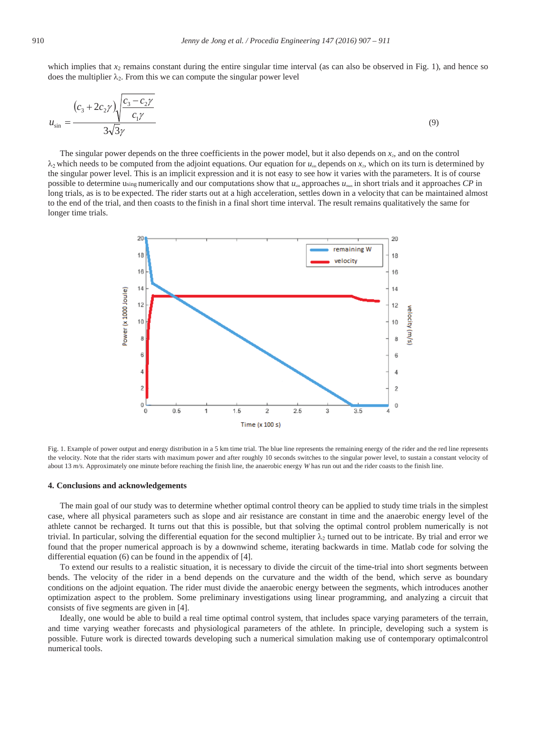which implies that $x_2$ remains constant during the entire singular time interval (as can also be observed in Fig. 1), and hence so does the multiplier $\lambda_2$. From this we can compute the singular power level

$$u_{\sin} = \frac{(c_3 + 2c_2\gamma)\sqrt{\dfrac{c_3 - c_2\gamma}{c_1\gamma}}}{3\sqrt{3}\gamma} \tag{9}$$

The singular power depends on the three coefficients in the power model, but it also depends on $x_2$, and on the control $\lambda_2$ which needs to be computed from the adjoint equations. Our equation for $u_{\sin}$ depends on $x_2$, which on its turn is determined by the singular power level. This is an implicit expression and it is not easy to see how it varies with the parameters. It is of course possible to determine $u_{\sin g}$ numerically and our computations show that $u_{\sin}$ approaches $u_{\max}$ in short trials and it approaches *CP* in long trials, as is to be expected. The rider starts out at a high acceleration, settles down in a velocity that can be maintained almost to the end of the trial, and then coasts to the finish in a final short time interval. The result remains qualitatively the same for longer time trials.

Fig. 1. Example of power output and energy distribution in a 5 km time trial. The blue line represents the remaining energy of the rider and the red line represents the velocity. Note that the rider starts with maximum power and after roughly 10 seconds switches to the singular power level, to sustain a constant velocity of about 13 *m/s*. Approximately one minute before reaching the finish line, the anaerobic energy *W* has run out and the rider coasts to the finish line.

## 4. Conclusions and acknowledgements

The main goal of our study was to determine whether optimal control theory can be applied to study time trials in the simplest case, where all physical parameters such as slope and air resistance are constant in time and the anaerobic energy level of the athlete cannot be recharged. It turns out that this is possible, but that solving the optimal control problem numerically is not trivial. In particular, solving the differential equation for the second multiplier $\lambda_2$ turned out to be intricate. By trial and error we found that the proper numerical approach is by a downwind scheme, iterating backwards in time. Matlab code for solving the differential equation (6) can be found in the appendix of [4].

To extend our results to a realistic situation, it is necessary to divide the circuit of the time-trial into short segments between bends. The velocity of the rider in a bend depends on the curvature and the width of the bend, which serve as boundary conditions on the adjoint equation. The rider must divide the anaerobic energy between the segments, which introduces another optimization aspect to the problem. Some preliminary investigations using linear programming, and analyzing a circuit that consists of five segments are given in [4].

Ideally, one would be able to build a real time optimal control system, that includes space varying parameters of the terrain, and time varying weather forecasts and physiological parameters of the athlete. In principle, developing such a system is possible. Future work is directed towards developing such a numerical simulation making use of contemporary optimalcontrol numerical tools.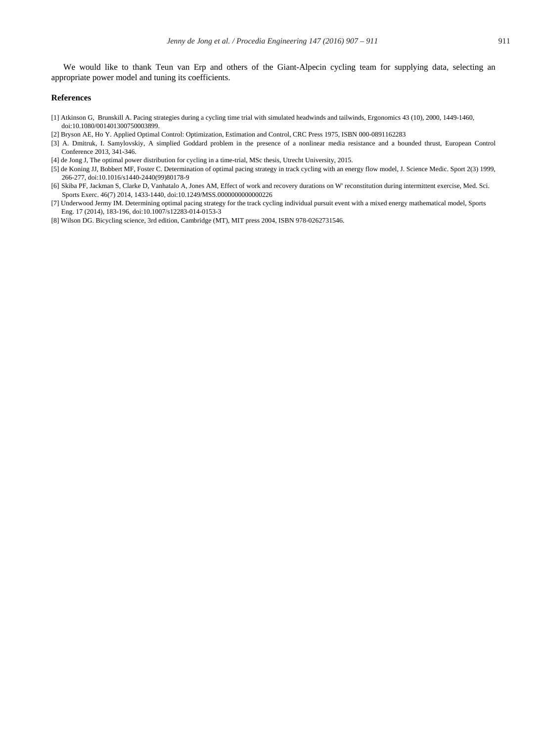We would like to thank Teun van Erp and others of the Giant-Alpecin cycling team for supplying data, selecting an appropriate power model and tuning its coefficients.

## References

[1] Atkinson G, Brunskill A. Pacing strategies during a cycling time trial with simulated headwinds and tailwinds, Ergonomics 43 (10), 2000, 1449-1460, doi:10.1080/001401300750003899.

[2] Bryson AE, Ho Y. Applied Optimal Control: Optimization, Estimation and Control, CRC Press 1975, ISBN 000-0891162283

[3] A. Dmitruk, I. Samylovskiy, A simplied Goddard problem in the presence of a nonlinear media resistance and a bounded thrust, European Control Conference 2013, 341-346.

[4] de Jong J, The optimal power distribution for cycling in a time-trial, MSc thesis, Utrecht University, 2015.

[5] de Koning JJ, Bobbert MF, Foster C. Determination of optimal pacing strategy in track cycling with an energy flow model, J. Science Medic. Sport 2(3) 1999, 266-277, doi:10.1016/s1440-2440(99)80178-9

[6] Skiba PF, Jackman S, Clarke D, Vanhatalo A, Jones AM, Effect of work and recovery durations on W' reconstitution during intermittent exercise, Med. Sci. Sports Exerc. 46(7) 2014, 1433-1440, doi:10.1249/MSS.0000000000000226

[7] Underwood Jermy IM. Determining optimal pacing strategy for the track cycling individual pursuit event with a mixed energy mathematical model, Sports Eng. 17 (2014), 183-196, doi:10.1007/s12283-014-0153-3

[8] Wilson DG. Bicycling science, 3rd edition, Cambridge (MT), MIT press 2004, ISBN 978-0262731546.